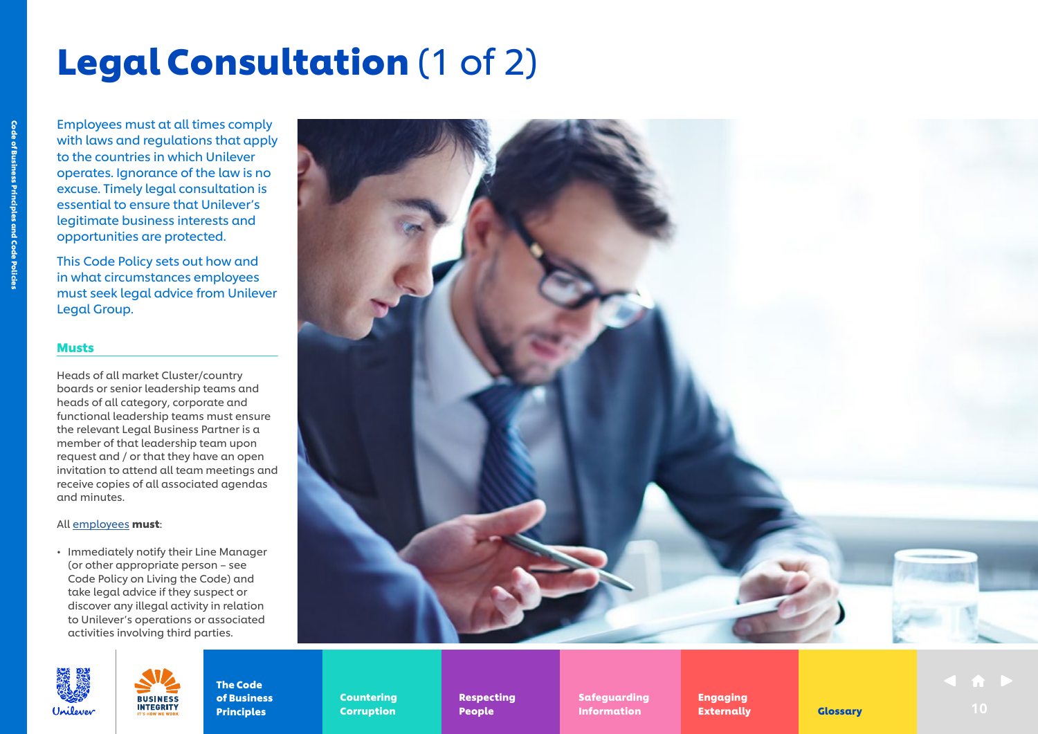# **Legal Consultation** (1 of 2)

Employees must at all times comply with laws and regulations that apply to the countries in which Unilever operates. Ignorance of the law is no excuse. Timely legal consultation is essential to ensure that Unilever's legitimate business interests and opportunities are protected.

This Code Policy sets out how and in what circumstances employees must seek legal advice from Unilever Legal Group.

## Musts

Heads of all market Cluster/country boards or senior leadership teams and heads of all category, corporate and functional leadership teams must ensure the relevant Legal Business Partner is a member of that leadership team upon request and / or that they have an open invitation to attend all team meetings and receive copies of all associated agendas and minutes.

All employees **must**:

- Immediately notify their Line Manager (or other appropriate person – see Code Policy on Living the Code) and take legal advice if they suspect or discover any illegal activity in relation to Unilever's operations or associated activities involving third parties.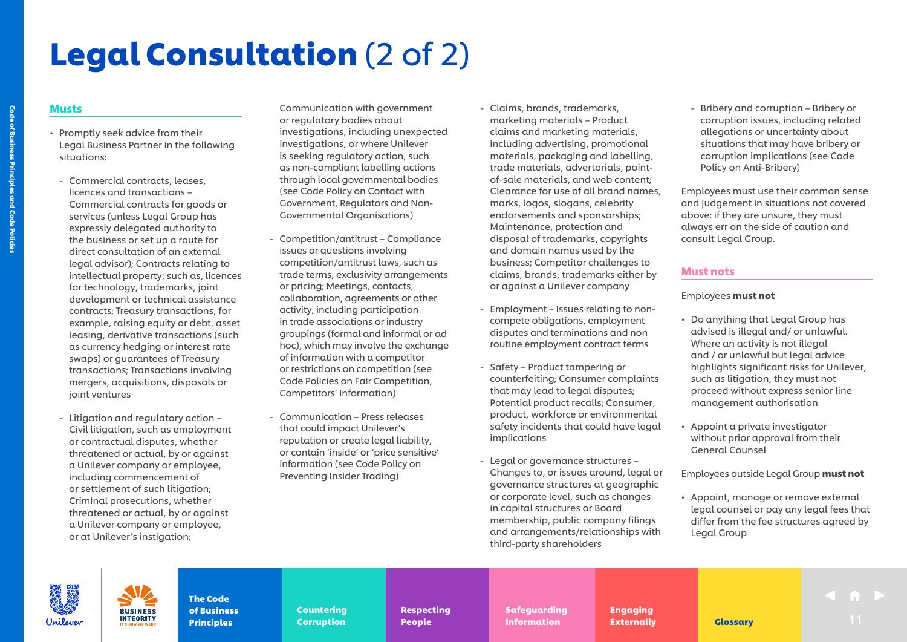# Legal Consultation (2 of 2)

## Musts

- Promptly seek advice from their Legal Business Partner in the following situations:
  - Commercial contracts, leases, licences and transactions – Commercial contracts for goods or services (unless Legal Group has expressly delegated authority to the business or set up a route for direct consultation of an external legal advisor); Contracts relating to intellectual property, such as, licences for technology, trademarks, joint development or technical assistance contracts; Treasury transactions, for example, raising equity or debt, asset leasing, derivative transactions (such as currency hedging or interest rate swaps) or guarantees of Treasury transactions; Transactions involving mergers, acquisitions, disposals or joint ventures
  - Litigation and regulatory action – Civil litigation, such as employment or contractual disputes, whether threatened or actual, by or against a Unilever company or employee, including commencement of or settlement of such litigation; Criminal prosecutions, whether threatened or actual, by or against a Unilever company or employee, or at Unilever's instigation; Communication with government or regulatory bodies about investigations, including unexpected investigations, or where Unilever is seeking regulatory action, such as non-compliant labelling actions through local governmental bodies (see Code Policy on Contact with Government, Regulators and Non-Governmental Organisations)
  - Competition/antitrust – Compliance issues or questions involving competition/antitrust laws, such as trade terms, exclusivity arrangements or pricing; Meetings, contacts, collaboration, agreements or other activity, including participation in trade associations or industry groupings (formal and informal or ad hoc), which may involve the exchange of information with a competitor or restrictions on competition (see Code Policies on Fair Competition, Competitors' Information)
  - Communication – Press releases that could impact Unilever's reputation or create legal liability, or contain 'inside' or 'price sensitive' information (see Code Policy on Preventing Insider Trading)
  - Claims, brands, trademarks, marketing materials – Product claims and marketing materials, including advertising, promotional materials, packaging and labelling, trade materials, advertorials, point-of-sale materials, and web content; Clearance for use of all brand names, marks, logos, slogans, celebrity endorsements and sponsorships; Maintenance, protection and disposal of trademarks, copyrights and domain names used by the business; Competitor challenges to claims, brands, trademarks either by or against a Unilever company
  - Employment – Issues relating to non-compete obligations, employment disputes and terminations and non routine employment contract terms
  - Safety – Product tampering or counterfeiting; Consumer complaints that may lead to legal disputes; Potential product recalls; Consumer, product, workforce or environmental safety incidents that could have legal implications
  - Legal or governance structures – Changes to, or issues around, legal or governance structures at geographic or corporate level, such as changes in capital structures or Board membership, public company filings and arrangements/relationships with third-party shareholders
  - Bribery and corruption – Bribery or corruption issues, including related allegations or uncertainty about situations that may have bribery or corruption implications (see Code Policy on Anti-Bribery)

Employees must use their common sense and judgement in situations not covered above: if they are unsure, they must always err on the side of caution and consult Legal Group.

## Must nots

Employees **must not**

- Do anything that Legal Group has advised is illegal and/ or unlawful. Where an activity is not illegal and / or unlawful but legal advice highlights significant risks for Unilever, such as litigation, they must not proceed without express senior line management authorisation
- Appoint a private investigator without prior approval from their General Counsel

Employees outside Legal Group **must not**

- Appoint, manage or remove external legal counsel or pay any legal fees that differ from the fee structures agreed by Legal Group